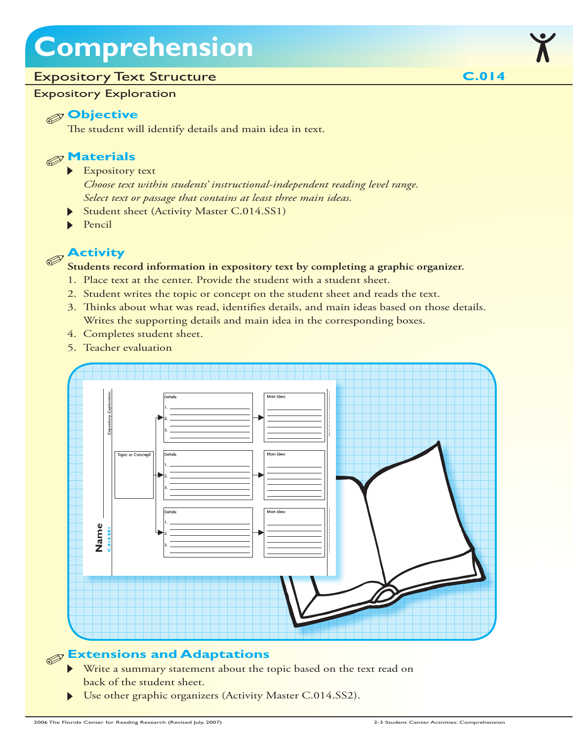# Comprehension

## Expository Text Structure

**C.014**

### Expository Exploration

### Objective

The student will identify details and main idea in text.

### Materials

- Expository text
  *Choose text within students' instructional-independent reading level range.*
  *Select text or passage that contains at least three main ideas.*
- Student sheet (Activity Master C.014.SS1)
- Pencil

### Activity

**Students record information in expository text by completing a graphic organizer.**

1. Place text at the center. Provide the student with a student sheet.
2. Student writes the topic or concept on the student sheet and reads the text.
3. Thinks about what was read, identifies details, and main ideas based on those details. Writes the supporting details and main idea in the corresponding boxes.
4. Completes student sheet.
5. Teacher evaluation

### Extensions and Adaptations

- Write a summary statement about the topic based on the text read on back of the student sheet.
- Use other graphic organizers (Activity Master C.014.SS2).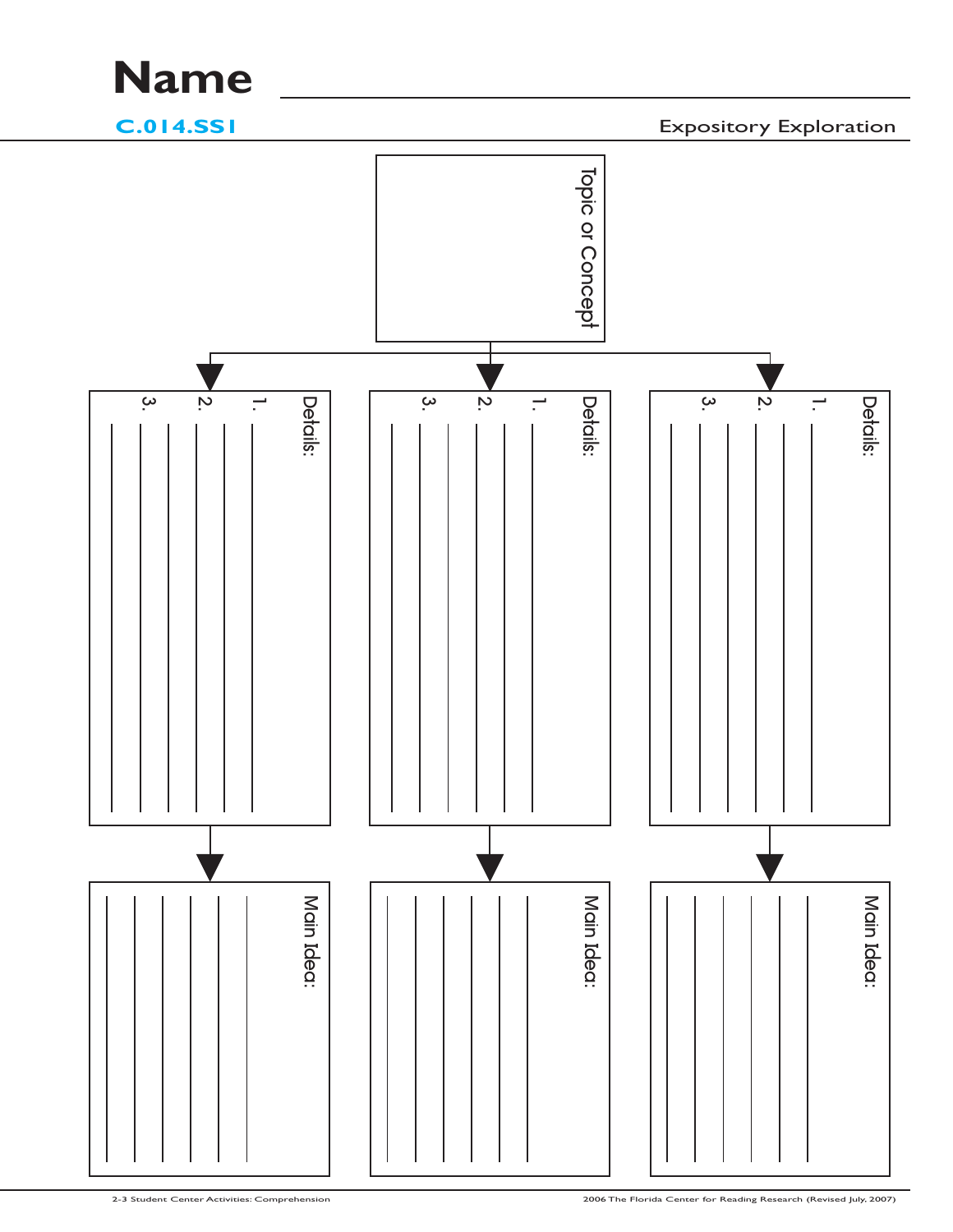# Name ____________________

**C.014.SS1**

Expository Exploration

**Topic or Concept**

**Details:**

1. ____________________
2. ____________________
3. ____________________

**Main Idea:**

____________________

**Details:**

1. ____________________
2. ____________________
3. ____________________

**Main Idea:**

____________________

**Details:**

1. ____________________
2. ____________________
3. ____________________

**Main Idea:**

____________________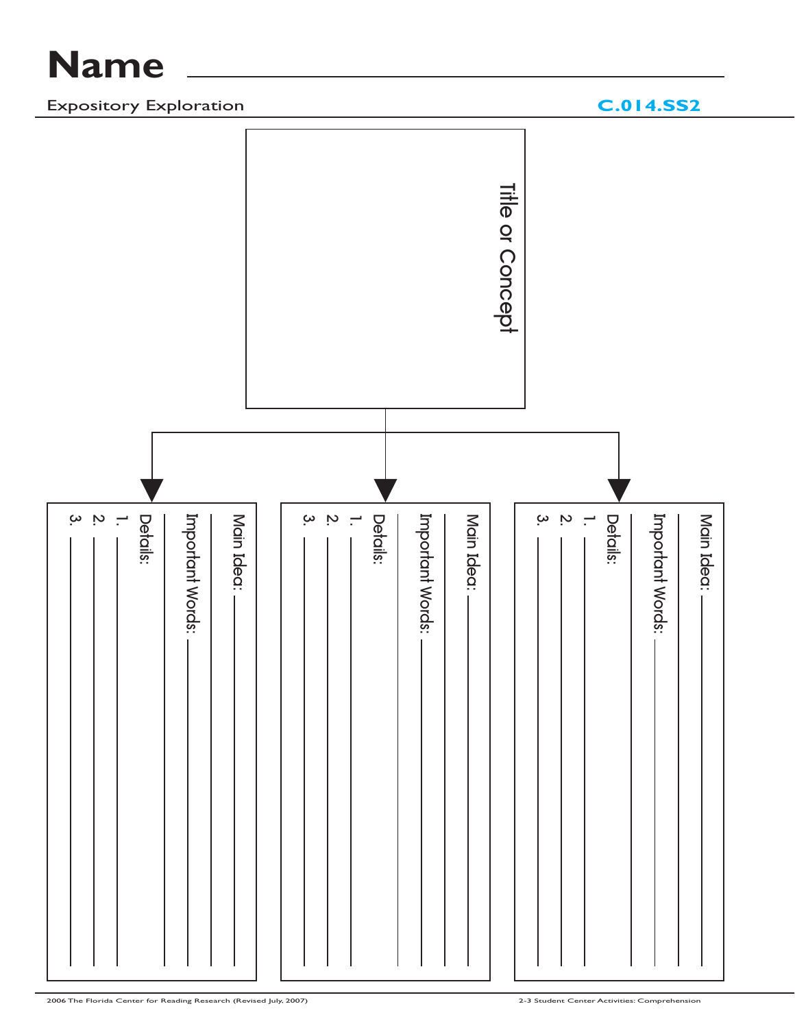# Name ________________________________

Expository Exploration **C.014.SS2**

Title or Concept

Main Idea: ____________________

Important Words: ____________________

Details:

1. ____________________
2. ____________________
3. ____________________

Main Idea: ____________________

Important Words: ____________________

Details:

1. ____________________
2. ____________________
3. ____________________

Main Idea: ____________________

Important Words: ____________________

Details:

1. ____________________
2. ____________________
3. ____________________